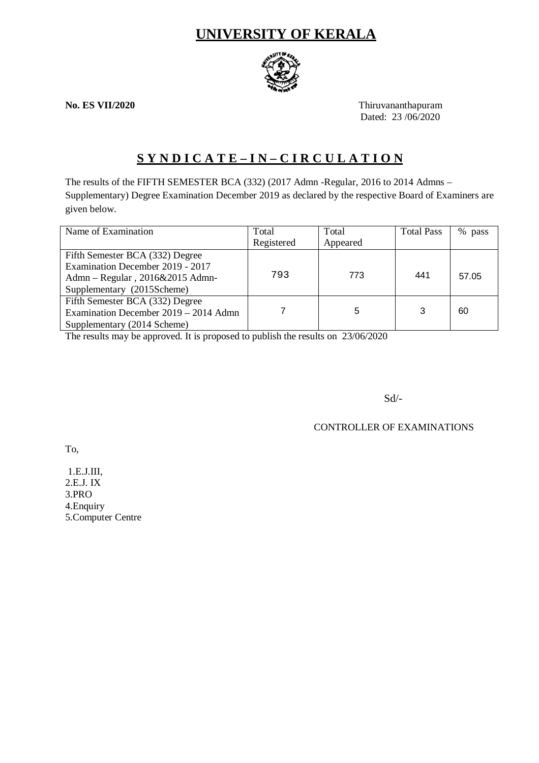# UNIVERSITY OF KERALA

**No. ES VII/2020**

Thiruvananthapuram
Dated: 23 /06/2020

## S Y N D I C A T E – I N – C I R C U L A T I O N

The results of the FIFTH SEMESTER BCA (332) (2017 Admn -Regular, 2016 to 2014 Admns – Supplementary) Degree Examination December 2019 as declared by the respective Board of Examiners are given below.

| Name of Examination | Total Registered | Total Appeared | Total Pass | % pass |
|---|---|---|---|---|
| Fifth Semester BCA (332) Degree Examination December 2019 - 2017 Admn – Regular , 2016&2015 Admn-Supplementary (2015Scheme) | 793 | 773 | 441 | 57.05 |
| Fifth Semester BCA (332) Degree Examination December 2019 – 2014 Admn Supplementary (2014 Scheme) | 7 | 5 | 3 | 60 |

The results may be approved. It is proposed to publish the results on 23/06/2020

Sd/-

CONTROLLER OF EXAMINATIONS

To,

1.E.J.III,
2.E.J. IX
3.PRO
4.Enquiry
5.Computer Centre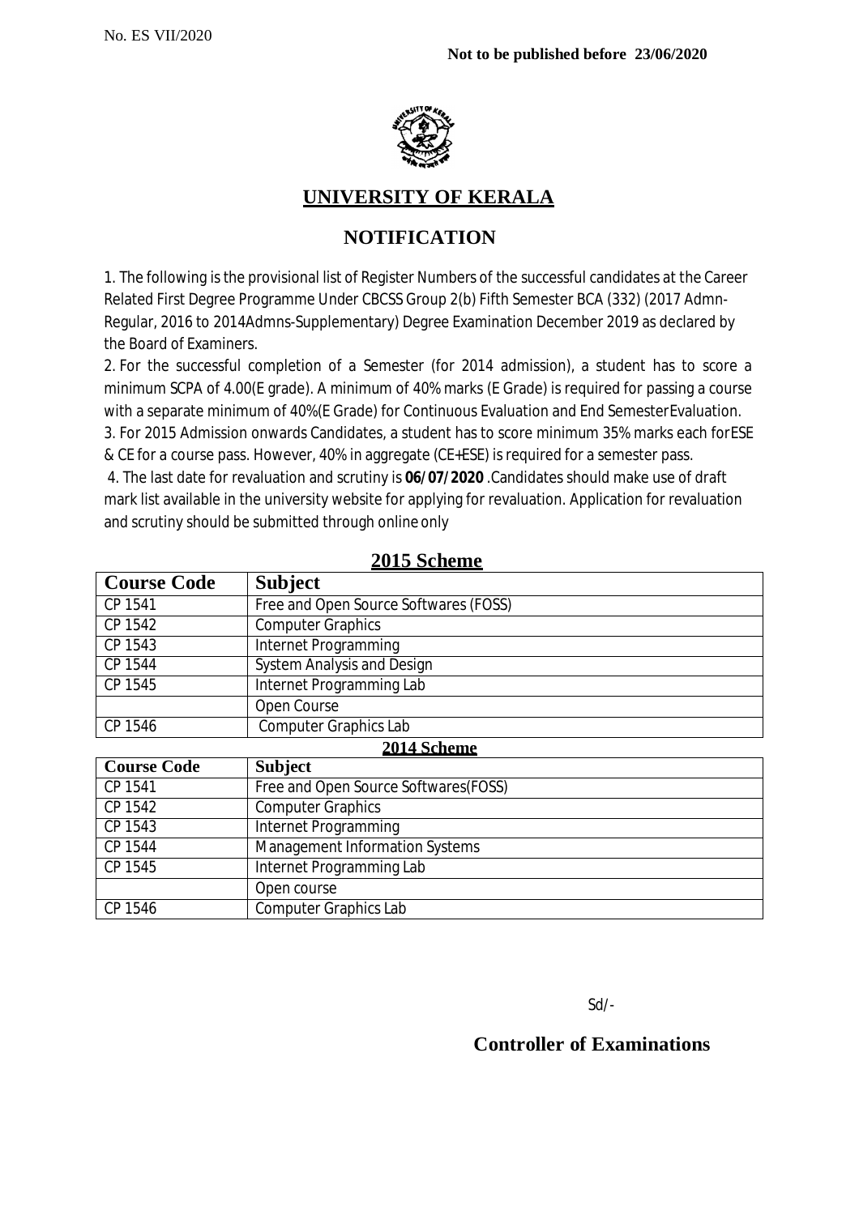No. ES VII/2020

**Not to be published before 23/06/2020**

# UNIVERSITY OF KERALA

## NOTIFICATION

1. The following is the provisional list of Register Numbers of the successful candidates at the Career Related First Degree Programme Under CBCSS Group 2(b) Fifth Semester BCA (332) (2017 Admn-Regular, 2016 to 2014Admns-Supplementary) Degree Examination December 2019 as declared by the Board of Examiners.
2. For the successful completion of a Semester (for 2014 admission), a student has to score a minimum SCPA of 4.00(E grade). A minimum of 40% marks (E Grade) is required for passing a course with a separate minimum of 40%(E Grade) for Continuous Evaluation and End SemesterEvaluation.
3. For 2015 Admission onwards Candidates, a student has to score minimum 35% marks each forESE & CE for a course pass. However, 40% in aggregate (CE+ESE) is required for a semester pass.
4. The last date for revaluation and scrutiny is **06/07/2020** .Candidates should make use of draft mark list available in the university website for applying for revaluation. Application for revaluation and scrutiny should be submitted through online only

### 2015 Scheme

| Course Code | Subject |
|---|---|
| CP 1541 | Free and Open Source Softwares (FOSS) |
| CP 1542 | Computer Graphics |
| CP 1543 | Internet Programming |
| CP 1544 | System Analysis and Design |
| CP 1545 | Internet Programming Lab |
| | Open Course |
| CP 1546 | Computer Graphics Lab |

### 2014 Scheme

| Course Code | Subject |
|---|---|
| CP 1541 | Free and Open Source Softwares(FOSS) |
| CP 1542 | Computer Graphics |
| CP 1543 | Internet Programming |
| CP 1544 | Management Information Systems |
| CP 1545 | Internet Programming Lab |
| | Open course |
| CP 1546 | Computer Graphics Lab |

Sd/-

**Controller of Examinations**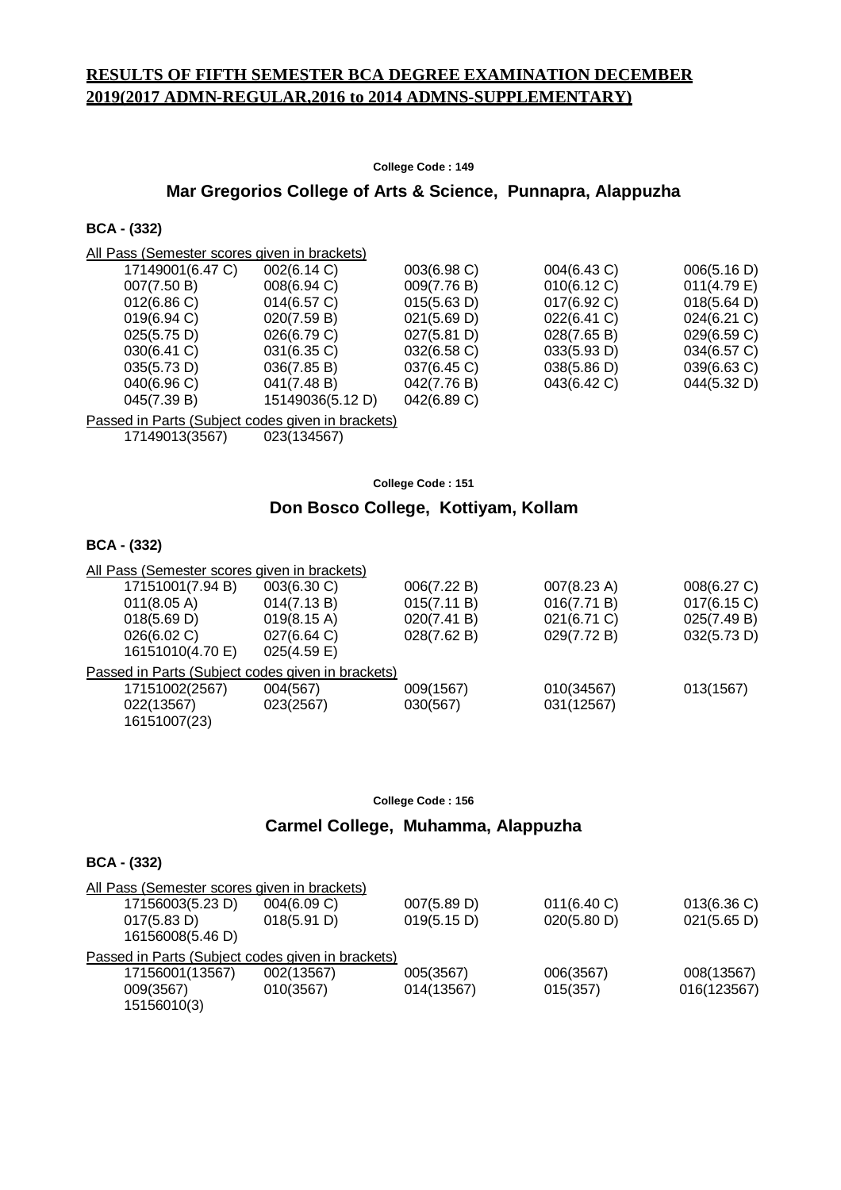## RESULTS OF FIFTH SEMESTER BCA DEGREE EXAMINATION DECEMBER 2019(2017 ADMN-REGULAR,2016 to 2014 ADMNS-SUPPLEMENTARY)

**College Code : 149**

### Mar Gregorios College of Arts & Science, Punnapra, Alappuzha

**BCA - (332)**

All Pass (Semester scores given in brackets)

| | | | | |
|---|---|---|---|---|
| 17149001(6.47 C) | 002(6.14 C) | 003(6.98 C) | 004(6.43 C) | 006(5.16 D) |
| 007(7.50 B) | 008(6.94 C) | 009(7.76 B) | 010(6.12 C) | 011(4.79 E) |
| 012(6.86 C) | 014(6.57 C) | 015(5.63 D) | 017(6.92 C) | 018(5.64 D) |
| 019(6.94 C) | 020(7.59 B) | 021(5.69 D) | 022(6.41 C) | 024(6.21 C) |
| 025(5.75 D) | 026(6.79 C) | 027(5.81 D) | 028(7.65 B) | 029(6.59 C) |
| 030(6.41 C) | 031(6.35 C) | 032(6.58 C) | 033(5.93 D) | 034(6.57 C) |
| 035(5.73 D) | 036(7.85 B) | 037(6.45 C) | 038(5.86 D) | 039(6.63 C) |
| 040(6.96 C) | 041(7.48 B) | 042(7.76 B) | 043(6.42 C) | 044(5.32 D) |
| 045(7.39 B) | 15149036(5.12 D) | 042(6.89 C) | | |

Passed in Parts (Subject codes given in brackets)

| | |
|---|---|
| 17149013(3567) | 023(134567) |

**College Code : 151**

### Don Bosco College, Kottiyam, Kollam

**BCA - (332)**

All Pass (Semester scores given in brackets)

| | | | | |
|---|---|---|---|---|
| 17151001(7.94 B) | 003(6.30 C) | 006(7.22 B) | 007(8.23 A) | 008(6.27 C) |
| 011(8.05 A) | 014(7.13 B) | 015(7.11 B) | 016(7.71 B) | 017(6.15 C) |
| 018(5.69 D) | 019(8.15 A) | 020(7.41 B) | 021(6.71 C) | 025(7.49 B) |
| 026(6.02 C) | 027(6.64 C) | 028(7.62 B) | 029(7.72 B) | 032(5.73 D) |
| 16151010(4.70 E) | 025(4.59 E) | | | |

Passed in Parts (Subject codes given in brackets)

| | | | | |
|---|---|---|---|---|
| 17151002(2567) | 004(567) | 009(1567) | 010(34567) | 013(1567) |
| 022(13567) | 023(2567) | 030(567) | 031(12567) | |
| 16151007(23) | | | | |

**College Code : 156**

### Carmel College, Muhamma, Alappuzha

**BCA - (332)**

All Pass (Semester scores given in brackets)

| | | | | |
|---|---|---|---|---|
| 17156003(5.23 D) | 004(6.09 C) | 007(5.89 D) | 011(6.40 C) | 013(6.36 C) |
| 017(5.83 D) | 018(5.91 D) | 019(5.15 D) | 020(5.80 D) | 021(5.65 D) |
| 16156008(5.46 D) | | | | |

Passed in Parts (Subject codes given in brackets)

| | | | | |
|---|---|---|---|---|
| 17156001(13567) | 002(13567) | 005(3567) | 006(3567) | 008(13567) |
| 009(3567) | 010(3567) | 014(13567) | 015(357) | 016(123567) |
| 15156010(3) | | | | |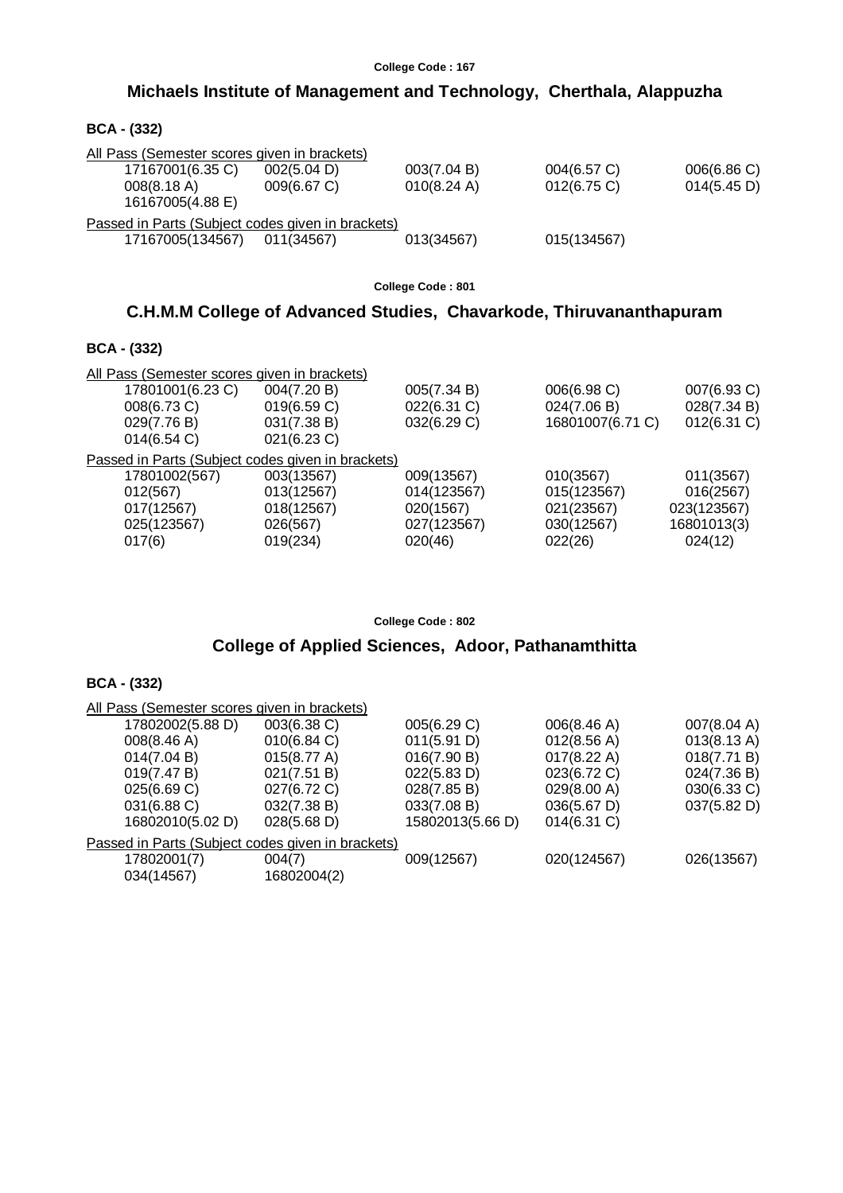College Code : 167

## Michaels Institute of Management and Technology, Cherthala, Alappuzha

**BCA - (332)**

All Pass (Semester scores given in brackets)

| | | | | |
|---|---|---|---|---|
| 17167001(6.35 C) | 002(5.04 D) | 003(7.04 B) | 004(6.57 C) | 006(6.86 C) |
| 008(8.18 A) | 009(6.67 C) | 010(8.24 A) | 012(6.75 C) | 014(5.45 D) |
| 16167005(4.88 E) | | | | |

Passed in Parts (Subject codes given in brackets)

| | | | |
|---|---|---|---|
| 17167005(134567) | 011(34567) | 013(34567) | 015(134567) |

College Code : 801

## C.H.M.M College of Advanced Studies, Chavarkode, Thiruvananthapuram

**BCA - (332)**

All Pass (Semester scores given in brackets)

| | | | | |
|---|---|---|---|---|
| 17801001(6.23 C) | 004(7.20 B) | 005(7.34 B) | 006(6.98 C) | 007(6.93 C) |
| 008(6.73 C) | 019(6.59 C) | 022(6.31 C) | 024(7.06 B) | 028(7.34 B) |
| 029(7.76 B) | 031(7.38 B) | 032(6.29 C) | 16801007(6.71 C) | 012(6.31 C) |
| 014(6.54 C) | 021(6.23 C) | | | |

Passed in Parts (Subject codes given in brackets)

| | | | | |
|---|---|---|---|---|
| 17801002(567) | 003(13567) | 009(13567) | 010(3567) | 011(3567) |
| 012(567) | 013(12567) | 014(123567) | 015(123567) | 016(2567) |
| 017(12567) | 018(12567) | 020(1567) | 021(23567) | 023(123567) |
| 025(123567) | 026(567) | 027(123567) | 030(12567) | 16801013(3) |
| 017(6) | 019(234) | 020(46) | 022(26) | 024(12) |

College Code : 802

## College of Applied Sciences, Adoor, Pathanamthitta

**BCA - (332)**

All Pass (Semester scores given in brackets)

| | | | | |
|---|---|---|---|---|
| 17802002(5.88 D) | 003(6.38 C) | 005(6.29 C) | 006(8.46 A) | 007(8.04 A) |
| 008(8.46 A) | 010(6.84 C) | 011(5.91 D) | 012(8.56 A) | 013(8.13 A) |
| 014(7.04 B) | 015(8.77 A) | 016(7.90 B) | 017(8.22 A) | 018(7.71 B) |
| 019(7.47 B) | 021(7.51 B) | 022(5.83 D) | 023(6.72 C) | 024(7.36 B) |
| 025(6.69 C) | 027(6.72 C) | 028(7.85 B) | 029(8.00 A) | 030(6.33 C) |
| 031(6.88 C) | 032(7.38 B) | 033(7.08 B) | 036(5.67 D) | 037(5.82 D) |
| 16802010(5.02 D) | 028(5.68 D) | 15802013(5.66 D) | 014(6.31 C) | |

Passed in Parts (Subject codes given in brackets)

| | | | | |
|---|---|---|---|---|
| 17802001(7) | 004(7) | 009(12567) | 020(124567) | 026(13567) |
| 034(14567) | 16802004(2) | | | |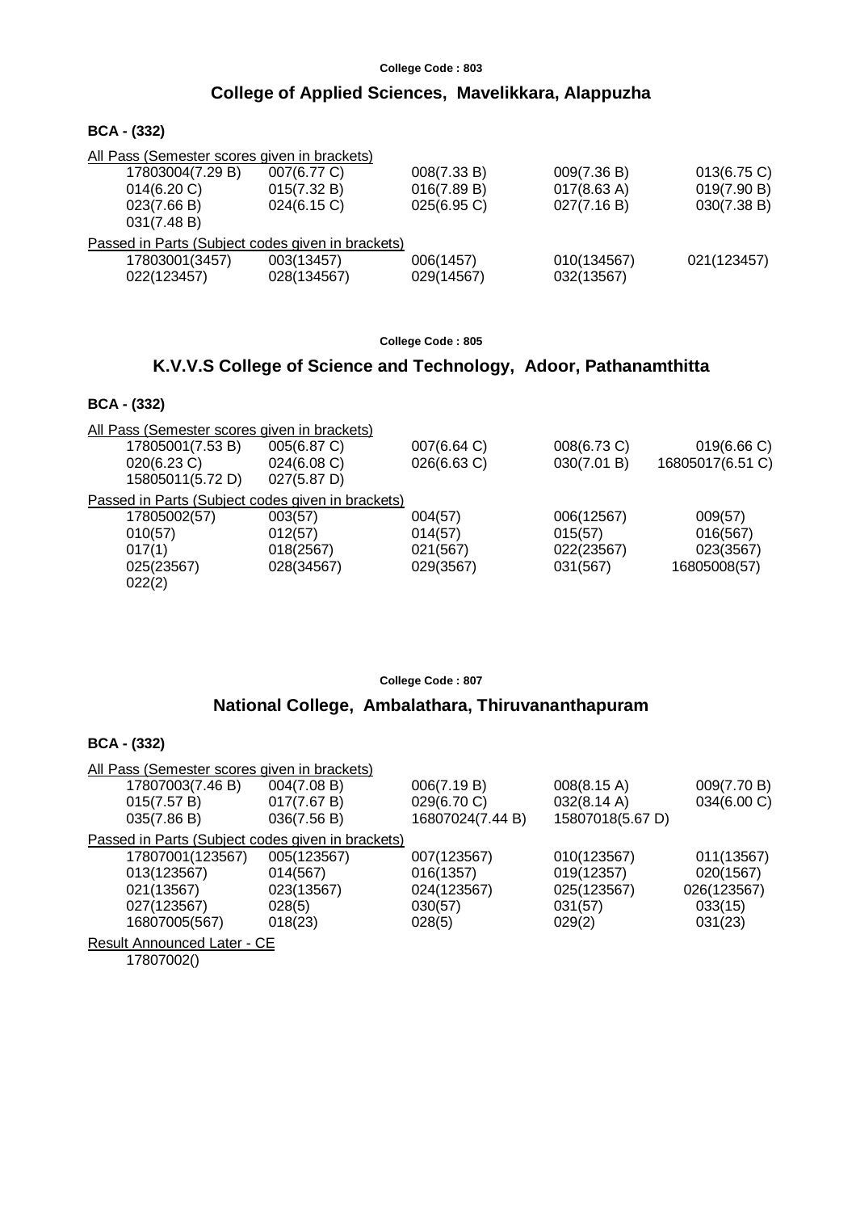College Code : 803

## College of Applied Sciences, Mavelikkara, Alappuzha

**BCA - (332)**

All Pass (Semester scores given in brackets)

| | | | | |
|---|---|---|---|---|
| 17803004(7.29 B) | 007(6.77 C) | 008(7.33 B) | 009(7.36 B) | 013(6.75 C) |
| 014(6.20 C) | 015(7.32 B) | 016(7.89 B) | 017(8.63 A) | 019(7.90 B) |
| 023(7.66 B) | 024(6.15 C) | 025(6.95 C) | 027(7.16 B) | 030(7.38 B) |
| 031(7.48 B) | | | | |

Passed in Parts (Subject codes given in brackets)

| | | | | |
|---|---|---|---|---|
| 17803001(3457) | 003(13457) | 006(1457) | 010(134567) | 021(123457) |
| 022(123457) | 028(134567) | 029(14567) | 032(13567) | |

College Code : 805

## K.V.V.S College of Science and Technology, Adoor, Pathanamthitta

**BCA - (332)**

All Pass (Semester scores given in brackets)

| | | | | |
|---|---|---|---|---|
| 17805001(7.53 B) | 005(6.87 C) | 007(6.64 C) | 008(6.73 C) | 019(6.66 C) |
| 020(6.23 C) | 024(6.08 C) | 026(6.63 C) | 030(7.01 B) | 16805017(6.51 C) |
| 15805011(5.72 D) | 027(5.87 D) | | | |

Passed in Parts (Subject codes given in brackets)

| | | | | |
|---|---|---|---|---|
| 17805002(57) | 003(57) | 004(57) | 006(12567) | 009(57) |
| 010(57) | 012(57) | 014(57) | 015(57) | 016(567) |
| 017(1) | 018(2567) | 021(567) | 022(23567) | 023(3567) |
| 025(23567) | 028(34567) | 029(3567) | 031(567) | 16805008(57) |
| 022(2) | | | | |

College Code : 807

## National College, Ambalathara, Thiruvananthapuram

**BCA - (332)**

All Pass (Semester scores given in brackets)

| | | | | |
|---|---|---|---|---|
| 17807003(7.46 B) | 004(7.08 B) | 006(7.19 B) | 008(8.15 A) | 009(7.70 B) |
| 015(7.57 B) | 017(7.67 B) | 029(6.70 C) | 032(8.14 A) | 034(6.00 C) |
| 035(7.86 B) | 036(7.56 B) | 16807024(7.44 B) | 15807018(5.67 D) | |

Passed in Parts (Subject codes given in brackets)

| | | | | |
|---|---|---|---|---|
| 17807001(123567) | 005(123567) | 007(123567) | 010(123567) | 011(13567) |
| 013(123567) | 014(567) | 016(1357) | 019(12357) | 020(1567) |
| 021(13567) | 023(13567) | 024(123567) | 025(123567) | 026(123567) |
| 027(123567) | 028(5) | 030(57) | 031(57) | 033(15) |
| 16807005(567) | 018(23) | 028(5) | 029(2) | 031(23) |

Result Announced Later - CE

17807002()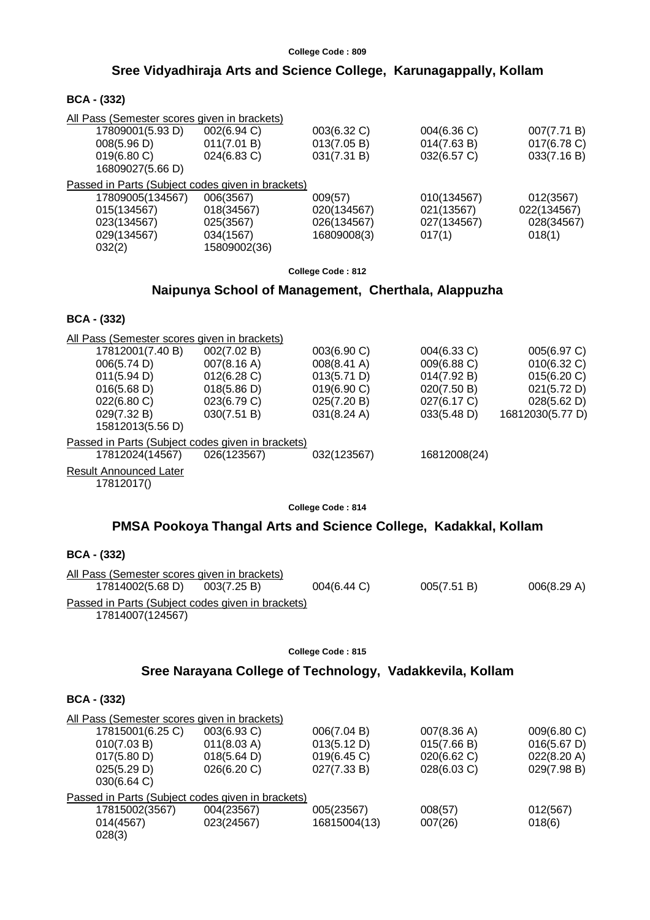College Code : 809

## Sree Vidyadhiraja Arts and Science College, Karunagappally, Kollam

**BCA - (332)**

All Pass (Semester scores given in brackets)

| | | | | |
|---|---|---|---|---|
| 17809001(5.93 D) | 002(6.94 C) | 003(6.32 C) | 004(6.36 C) | 007(7.71 B) |
| 008(5.96 D) | 011(7.01 B) | 013(7.05 B) | 014(7.63 B) | 017(6.78 C) |
| 019(6.80 C) | 024(6.83 C) | 031(7.31 B) | 032(6.57 C) | 033(7.16 B) |
| 16809027(5.66 D) | | | | |

Passed in Parts (Subject codes given in brackets)

| | | | | |
|---|---|---|---|---|
| 17809005(134567) | 006(3567) | 009(57) | 010(134567) | 012(3567) |
| 015(134567) | 018(34567) | 020(134567) | 021(13567) | 022(134567) |
| 023(134567) | 025(3567) | 026(134567) | 027(134567) | 028(34567) |
| 029(134567) | 034(1567) | 16809008(3) | 017(1) | 018(1) |
| 032(2) | 15809002(36) | | | |

College Code : 812

## Naipunya School of Management, Cherthala, Alappuzha

**BCA - (332)**

All Pass (Semester scores given in brackets)

| | | | | |
|---|---|---|---|---|
| 17812001(7.40 B) | 002(7.02 B) | 003(6.90 C) | 004(6.33 C) | 005(6.97 C) |
| 006(5.74 D) | 007(8.16 A) | 008(8.41 A) | 009(6.88 C) | 010(6.32 C) |
| 011(5.94 D) | 012(6.28 C) | 013(5.71 D) | 014(7.92 B) | 015(6.20 C) |
| 016(5.68 D) | 018(5.86 D) | 019(6.90 C) | 020(7.50 B) | 021(5.72 D) |
| 022(6.80 C) | 023(6.79 C) | 025(7.20 B) | 027(6.17 C) | 028(5.62 D) |
| 029(7.32 B) | 030(7.51 B) | 031(8.24 A) | 033(5.48 D) | 16812030(5.77 D) |
| 15812013(5.56 D) | | | | |

Passed in Parts (Subject codes given in brackets)

| | | | |
|---|---|---|---|
| 17812024(14567) | 026(123567) | 032(123567) | 16812008(24) |

Result Announced Later

17812017()

College Code : 814

## PMSA Pookoya Thangal Arts and Science College, Kadakkal, Kollam

**BCA - (332)**

All Pass (Semester scores given in brackets)

| | | | | |
|---|---|---|---|---|
| 17814002(5.68 D) | 003(7.25 B) | 004(6.44 C) | 005(7.51 B) | 006(8.29 A) |

Passed in Parts (Subject codes given in brackets)

17814007(124567)

College Code : 815

## Sree Narayana College of Technology, Vadakkevila, Kollam

**BCA - (332)**

All Pass (Semester scores given in brackets)

| | | | | |
|---|---|---|---|---|
| 17815001(6.25 C) | 003(6.93 C) | 006(7.04 B) | 007(8.36 A) | 009(6.80 C) |
| 010(7.03 B) | 011(8.03 A) | 013(5.12 D) | 015(7.66 B) | 016(5.67 D) |
| 017(5.80 D) | 018(5.64 D) | 019(6.45 C) | 020(6.62 C) | 022(8.20 A) |
| 025(5.29 D) | 026(6.20 C) | 027(7.33 B) | 028(6.03 C) | 029(7.98 B) |
| 030(6.64 C) | | | | |

Passed in Parts (Subject codes given in brackets)

| | | | | |
|---|---|---|---|---|
| 17815002(3567) | 004(23567) | 005(23567) | 008(57) | 012(567) |
| 014(4567) | 023(24567) | 16815004(13) | 007(26) | 018(6) |
| 028(3) | | | | |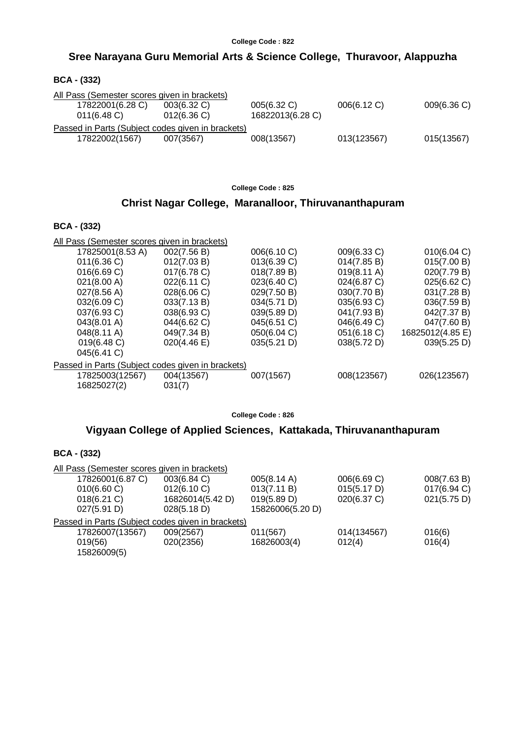College Code : 822

## Sree Narayana Guru Memorial Arts & Science College, Thuravoor, Alappuzha

**BCA - (332)**

All Pass (Semester scores given in brackets)

| | | | | |
|---|---|---|---|---|
| 17822001(6.28 C) | 003(6.32 C) | 005(6.32 C) | 006(6.12 C) | 009(6.36 C) |
| 011(6.48 C) | 012(6.36 C) | 16822013(6.28 C) | | |

Passed in Parts (Subject codes given in brackets)

| | | | | |
|---|---|---|---|---|
| 17822002(1567) | 007(3567) | 008(13567) | 013(123567) | 015(13567) |

College Code : 825

## Christ Nagar College, Maranalloor, Thiruvananthapuram

**BCA - (332)**

All Pass (Semester scores given in brackets)

| | | | | |
|---|---|---|---|---|
| 17825001(8.53 A) | 002(7.56 B) | 006(6.10 C) | 009(6.33 C) | 010(6.04 C) |
| 011(6.36 C) | 012(7.03 B) | 013(6.39 C) | 014(7.85 B) | 015(7.00 B) |
| 016(6.69 C) | 017(6.78 C) | 018(7.89 B) | 019(8.11 A) | 020(7.79 B) |
| 021(8.00 A) | 022(6.11 C) | 023(6.40 C) | 024(6.87 C) | 025(6.62 C) |
| 027(8.56 A) | 028(6.06 C) | 029(7.50 B) | 030(7.70 B) | 031(7.28 B) |
| 032(6.09 C) | 033(7.13 B) | 034(5.71 D) | 035(6.93 C) | 036(7.59 B) |
| 037(6.93 C) | 038(6.93 C) | 039(5.89 D) | 041(7.93 B) | 042(7.37 B) |
| 043(8.01 A) | 044(6.62 C) | 045(6.51 C) | 046(6.49 C) | 047(7.60 B) |
| 048(8.11 A) | 049(7.34 B) | 050(6.04 C) | 051(6.18 C) | 16825012(4.85 E) |
| 019(6.48 C) | 020(4.46 E) | 035(5.21 D) | 038(5.72 D) | 039(5.25 D) |
| 045(6.41 C) | | | | |

Passed in Parts (Subject codes given in brackets)

| | | | | |
|---|---|---|---|---|
| 17825003(12567) | 004(13567) | 007(1567) | 008(123567) | 026(123567) |
| 16825027(2) | 031(7) | | | |

College Code : 826

## Vigyaan College of Applied Sciences, Kattakada, Thiruvananthapuram

**BCA - (332)**

All Pass (Semester scores given in brackets)

| | | | | |
|---|---|---|---|---|
| 17826001(6.87 C) | 003(6.84 C) | 005(8.14 A) | 006(6.69 C) | 008(7.63 B) |
| 010(6.60 C) | 012(6.10 C) | 013(7.11 B) | 015(5.17 D) | 017(6.94 C) |
| 018(6.21 C) | 16826014(5.42 D) | 019(5.89 D) | 020(6.37 C) | 021(5.75 D) |
| 027(5.91 D) | 028(5.18 D) | 15826006(5.20 D) | | |

Passed in Parts (Subject codes given in brackets)

| | | | | |
|---|---|---|---|---|
| 17826007(13567) | 009(2567) | 011(567) | 014(134567) | 016(6) |
| 019(56) | 020(2356) | 16826003(4) | 012(4) | 016(4) |
| 15826009(5) | | | | |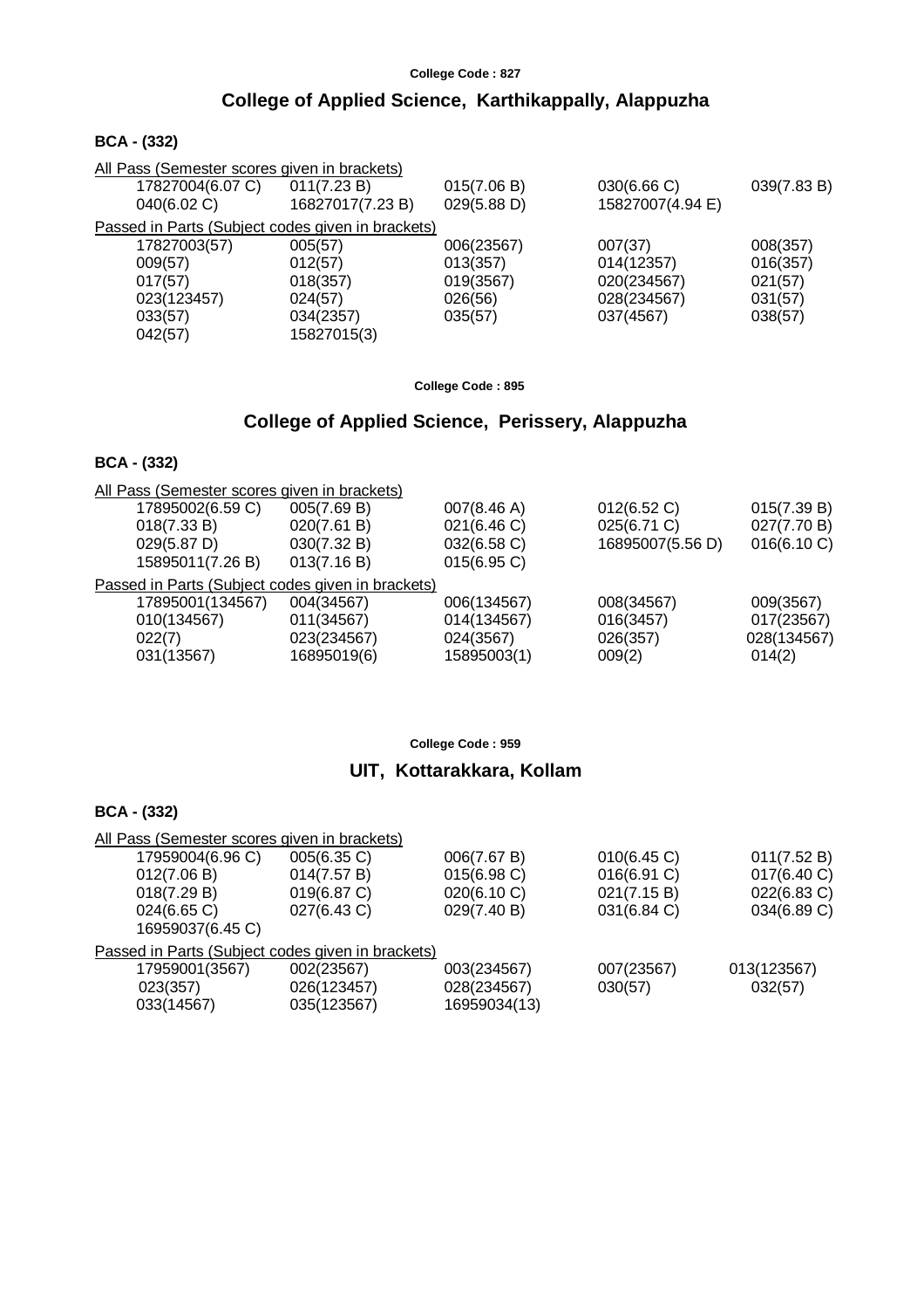College Code : 827

## College of Applied Science, Karthikappally, Alappuzha

### BCA - (332)

All Pass (Semester scores given in brackets)

| | | | | |
|---|---|---|---|---|
| 17827004(6.07 C) | 011(7.23 B) | 015(7.06 B) | 030(6.66 C) | 039(7.83 B) |
| 040(6.02 C) | 16827017(7.23 B) | 029(5.88 D) | 15827007(4.94 E) | |

Passed in Parts (Subject codes given in brackets)

| | | | | |
|---|---|---|---|---|
| 17827003(57) | 005(57) | 006(23567) | 007(37) | 008(357) |
| 009(57) | 012(57) | 013(357) | 014(12357) | 016(357) |
| 017(57) | 018(357) | 019(3567) | 020(234567) | 021(57) |
| 023(123457) | 024(57) | 026(56) | 028(234567) | 031(57) |
| 033(57) | 034(2357) | 035(57) | 037(4567) | 038(57) |
| 042(57) | 15827015(3) | | | |

College Code : 895

## College of Applied Science, Perissery, Alappuzha

### BCA - (332)

All Pass (Semester scores given in brackets)

| | | | | |
|---|---|---|---|---|
| 17895002(6.59 C) | 005(7.69 B) | 007(8.46 A) | 012(6.52 C) | 015(7.39 B) |
| 018(7.33 B) | 020(7.61 B) | 021(6.46 C) | 025(6.71 C) | 027(7.70 B) |
| 029(5.87 D) | 030(7.32 B) | 032(6.58 C) | 16895007(5.56 D) | 016(6.10 C) |
| 15895011(7.26 B) | 013(7.16 B) | 015(6.95 C) | | |

Passed in Parts (Subject codes given in brackets)

| | | | | |
|---|---|---|---|---|
| 17895001(134567) | 004(34567) | 006(134567) | 008(34567) | 009(3567) |
| 010(134567) | 011(34567) | 014(134567) | 016(3457) | 017(23567) |
| 022(7) | 023(234567) | 024(3567) | 026(357) | 028(134567) |
| 031(13567) | 16895019(6) | 15895003(1) | 009(2) | 014(2) |

College Code : 959

## UIT, Kottarakkara, Kollam

### BCA - (332)

All Pass (Semester scores given in brackets)

| | | | | |
|---|---|---|---|---|
| 17959004(6.96 C) | 005(6.35 C) | 006(7.67 B) | 010(6.45 C) | 011(7.52 B) |
| 012(7.06 B) | 014(7.57 B) | 015(6.98 C) | 016(6.91 C) | 017(6.40 C) |
| 018(7.29 B) | 019(6.87 C) | 020(6.10 C) | 021(7.15 B) | 022(6.83 C) |
| 024(6.65 C) | 027(6.43 C) | 029(7.40 B) | 031(6.84 C) | 034(6.89 C) |
| 16959037(6.45 C) | | | | |

Passed in Parts (Subject codes given in brackets)

| | | | | |
|---|---|---|---|---|
| 17959001(3567) | 002(23567) | 003(234567) | 007(23567) | 013(123567) |
| 023(357) | 026(123457) | 028(234567) | 030(57) | 032(57) |
| 033(14567) | 035(123567) | 16959034(13) | | |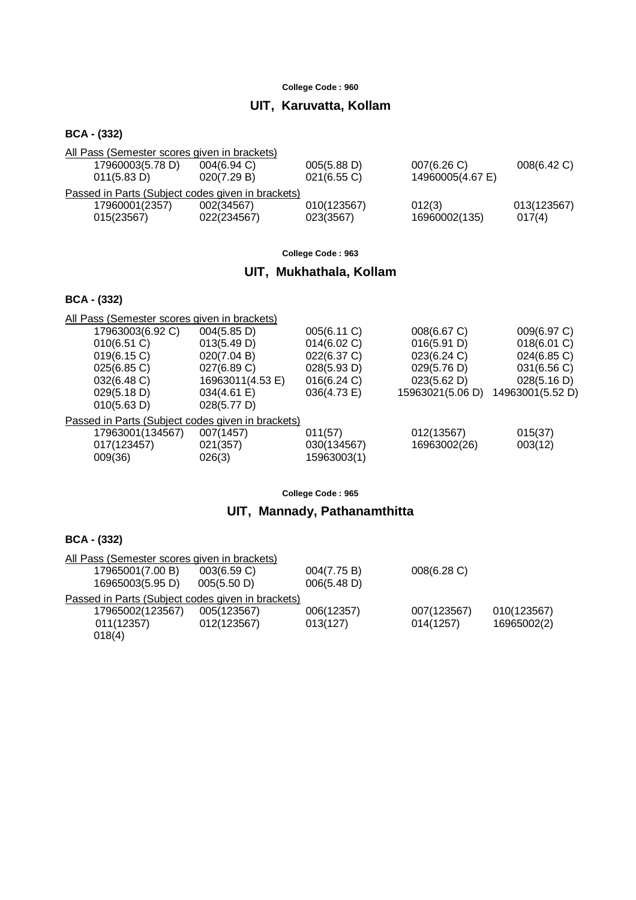**College Code : 960**

## UIT, Karuvatta, Kollam

### BCA - (332)

All Pass (Semester scores given in brackets)

| | | | | |
|---|---|---|---|---|
| 17960003(5.78 D) | 004(6.94 C) | 005(5.88 D) | 007(6.26 C) | 008(6.42 C) |
| 011(5.83 D) | 020(7.29 B) | 021(6.55 C) | 14960005(4.67 E) | |

Passed in Parts (Subject codes given in brackets)

| | | | | |
|---|---|---|---|---|
| 17960001(2357) | 002(34567) | 010(123567) | 012(3) | 013(123567) |
| 015(23567) | 022(234567) | 023(3567) | 16960002(135) | 017(4) |

**College Code : 963**

## UIT, Mukhathala, Kollam

### BCA - (332)

All Pass (Semester scores given in brackets)

| | | | | |
|---|---|---|---|---|
| 17963003(6.92 C) | 004(5.85 D) | 005(6.11 C) | 008(6.67 C) | 009(6.97 C) |
| 010(6.51 C) | 013(5.49 D) | 014(6.02 C) | 016(5.91 D) | 018(6.01 C) |
| 019(6.15 C) | 020(7.04 B) | 022(6.37 C) | 023(6.24 C) | 024(6.85 C) |
| 025(6.85 C) | 027(6.89 C) | 028(5.93 D) | 029(5.76 D) | 031(6.56 C) |
| 032(6.48 C) | 16963011(4.53 E) | 016(6.24 C) | 023(5.62 D) | 028(5.16 D) |
| 029(5.18 D) | 034(4.61 E) | 036(4.73 E) | 15963021(5.06 D) | 14963001(5.52 D) |
| 010(5.63 D) | 028(5.77 D) | | | |

Passed in Parts (Subject codes given in brackets)

| | | | | |
|---|---|---|---|---|
| 17963001(134567) | 007(1457) | 011(57) | 012(13567) | 015(37) |
| 017(123457) | 021(357) | 030(134567) | 16963002(26) | 003(12) |
| 009(36) | 026(3) | 15963003(1) | | |

**College Code : 965**

## UIT, Mannady, Pathanamthitta

### BCA - (332)

All Pass (Semester scores given in brackets)

| | | | |
|---|---|---|---|
| 17965001(7.00 B) | 003(6.59 C) | 004(7.75 B) | 008(6.28 C) |
| 16965003(5.95 D) | 005(5.50 D) | 006(5.48 D) | |

Passed in Parts (Subject codes given in brackets)

| | | | | |
|---|---|---|---|---|
| 17965002(123567) | 005(123567) | 006(12357) | 007(123567) | 010(123567) |
| 011(12357) | 012(123567) | 013(127) | 014(1257) | 16965002(2) |
| 018(4) | | | | |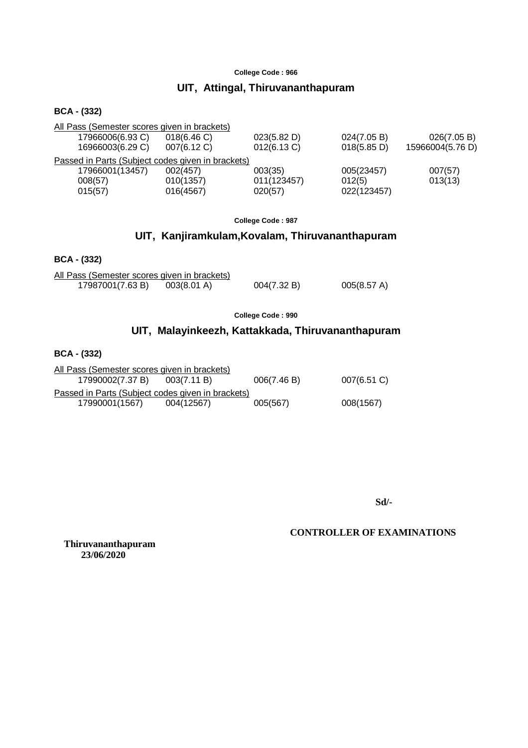College Code : 966

## UIT, Attingal, Thiruvananthapuram

### BCA - (332)

All Pass (Semester scores given in brackets)

| | | | | |
|---|---|---|---|---|
| 17966006(6.93 C) | 018(6.46 C) | 023(5.82 D) | 024(7.05 B) | 026(7.05 B) |
| 16966003(6.29 C) | 007(6.12 C) | 012(6.13 C) | 018(5.85 D) | 15966004(5.76 D) |

Passed in Parts (Subject codes given in brackets)

| | | | | |
|---|---|---|---|---|
| 17966001(13457) | 002(457) | 003(35) | 005(23457) | 007(57) |
| 008(57) | 010(1357) | 011(123457) | 012(5) | 013(13) |
| 015(57) | 016(4567) | 020(57) | 022(123457) | |

College Code : 987

## UIT, Kanjiramkulam,Kovalam, Thiruvananthapuram

### BCA - (332)

All Pass (Semester scores given in brackets)

| | | | |
|---|---|---|---|
| 17987001(7.63 B) | 003(8.01 A) | 004(7.32 B) | 005(8.57 A) |

College Code : 990

## UIT, Malayinkeezh, Kattakkada, Thiruvananthapuram

### BCA - (332)

All Pass (Semester scores given in brackets)

| | | | |
|---|---|---|---|
| 17990002(7.37 B) | 003(7.11 B) | 006(7.46 B) | 007(6.51 C) |

Passed in Parts (Subject codes given in brackets)

| | | | |
|---|---|---|---|
| 17990001(1567) | 004(12567) | 005(567) | 008(1567) |

**Sd/-**

**CONTROLLER OF EXAMINATIONS**

**Thiruvananthapuram**
**23/06/2020**